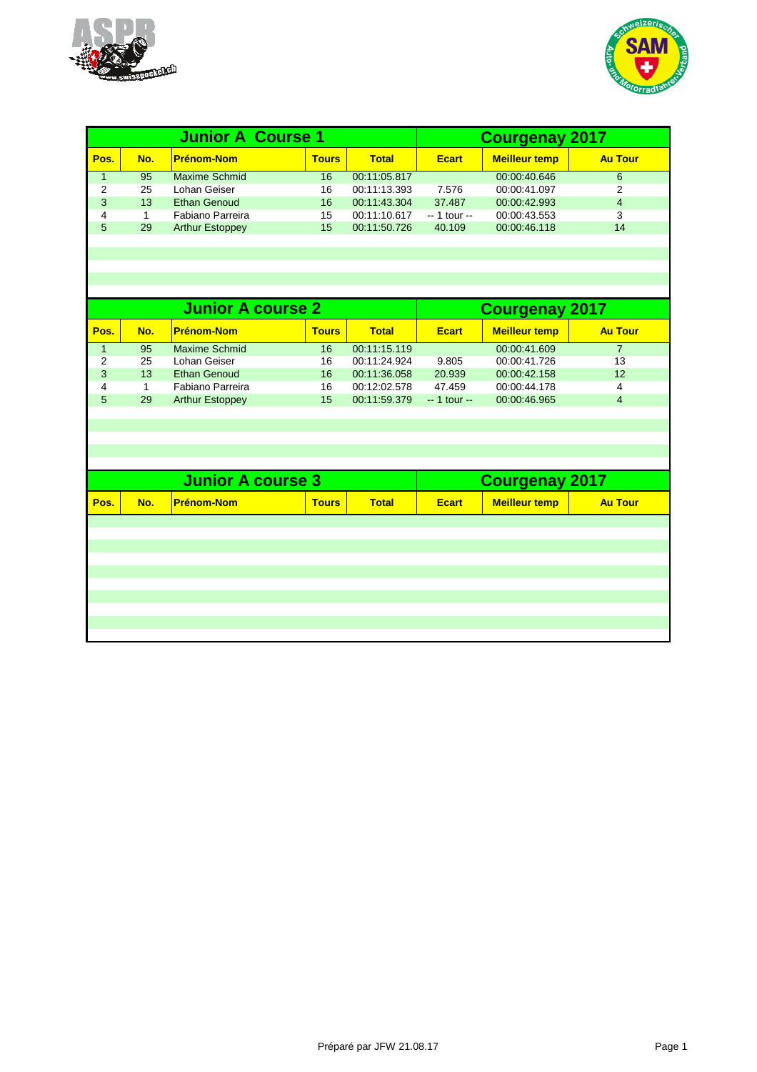## Junior A Course 1 — Courgenay 2017

| Pos. | No. | Prénom-Nom | Tours | Total | Ecart | Meilleur temp | Au Tour |
|---|---|---|---|---|---|---|---|
| 1 | 95 | Maxime Schmid | 16 | 00:11:05.817 | | 00:00:40.646 | 6 |
| 2 | 25 | Lohan Geiser | 16 | 00:11:13.393 | 7.576 | 00:00:41.097 | 2 |
| 3 | 13 | Ethan Genoud | 16 | 00:11:43.304 | 37.487 | 00:00:42.993 | 4 |
| 4 | 1 | Fabiano Parreira | 15 | 00:11:10.617 | -- 1 tour -- | 00:00:43.553 | 3 |
| 5 | 29 | Arthur Estoppey | 15 | 00:11:50.726 | 40.109 | 00:00:46.118 | 14 |

## Junior A course 2 — Courgenay 2017

| Pos. | No. | Prénom-Nom | Tours | Total | Ecart | Meilleur temp | Au Tour |
|---|---|---|---|---|---|---|---|
| 1 | 95 | Maxime Schmid | 16 | 00:11:15.119 | | 00:00:41.609 | 7 |
| 2 | 25 | Lohan Geiser | 16 | 00:11:24.924 | 9.805 | 00:00:41.726 | 13 |
| 3 | 13 | Ethan Genoud | 16 | 00:11:36.058 | 20.939 | 00:00:42.158 | 12 |
| 4 | 1 | Fabiano Parreira | 16 | 00:12:02.578 | 47.459 | 00:00:44.178 | 4 |
| 5 | 29 | Arthur Estoppey | 15 | 00:11:59.379 | -- 1 tour -- | 00:00:46.965 | 4 |

## Junior A course 3 — Courgenay 2017

| Pos. | No. | Prénom-Nom | Tours | Total | Ecart | Meilleur temp | Au Tour |
|---|---|---|---|---|---|---|---|

Préparé par JFW 21.08.17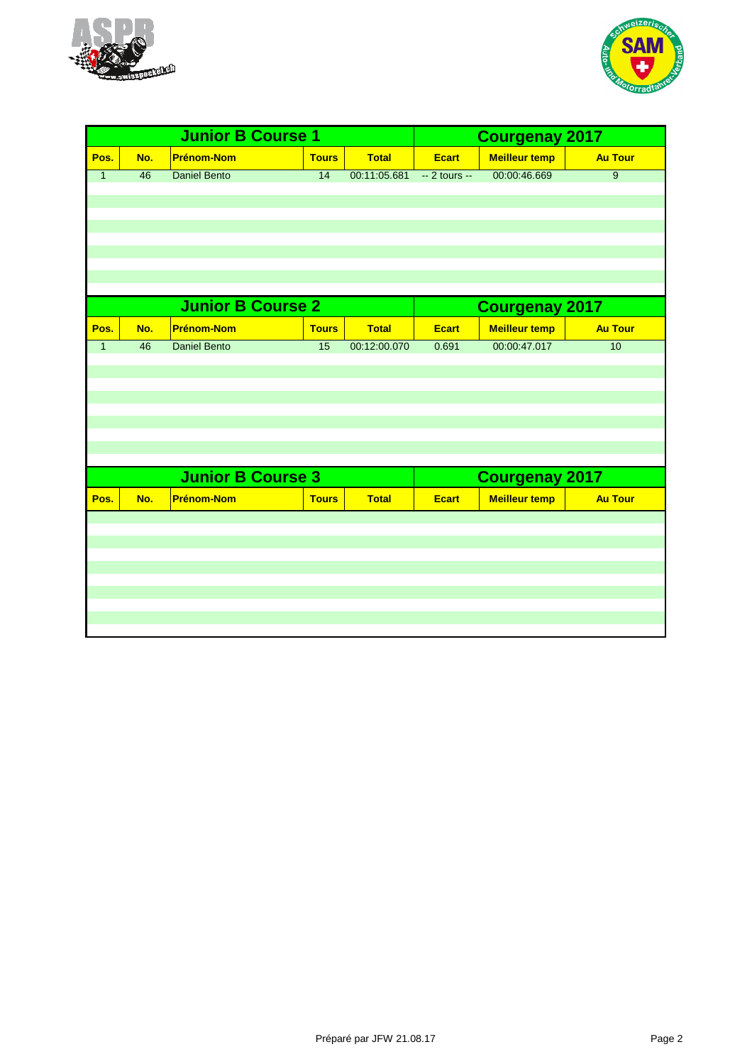| Junior B Course 1 | | | | | Courgenay 2017 | | |
|---|---|---|---|---|---|---|---|
| **Pos.** | **No.** | **Prénom-Nom** | **Tours** | **Total** | **Ecart** | **Meilleur temp** | **Au Tour** |
| 1 | 46 | Daniel Bento | 14 | 00:11:05.681 | -- 2 tours -- | 00:00:46.669 | 9 |

| Junior B Course 2 | | | | | Courgenay 2017 | | |
|---|---|---|---|---|---|---|---|
| **Pos.** | **No.** | **Prénom-Nom** | **Tours** | **Total** | **Ecart** | **Meilleur temp** | **Au Tour** |
| 1 | 46 | Daniel Bento | 15 | 00:12:00.070 | 0.691 | 00:00:47.017 | 10 |

| Junior B Course 3 | | | | | Courgenay 2017 | | |
|---|---|---|---|---|---|---|---|
| **Pos.** | **No.** | **Prénom-Nom** | **Tours** | **Total** | **Ecart** | **Meilleur temp** | **Au Tour** |

Préparé par JFW 21.08.17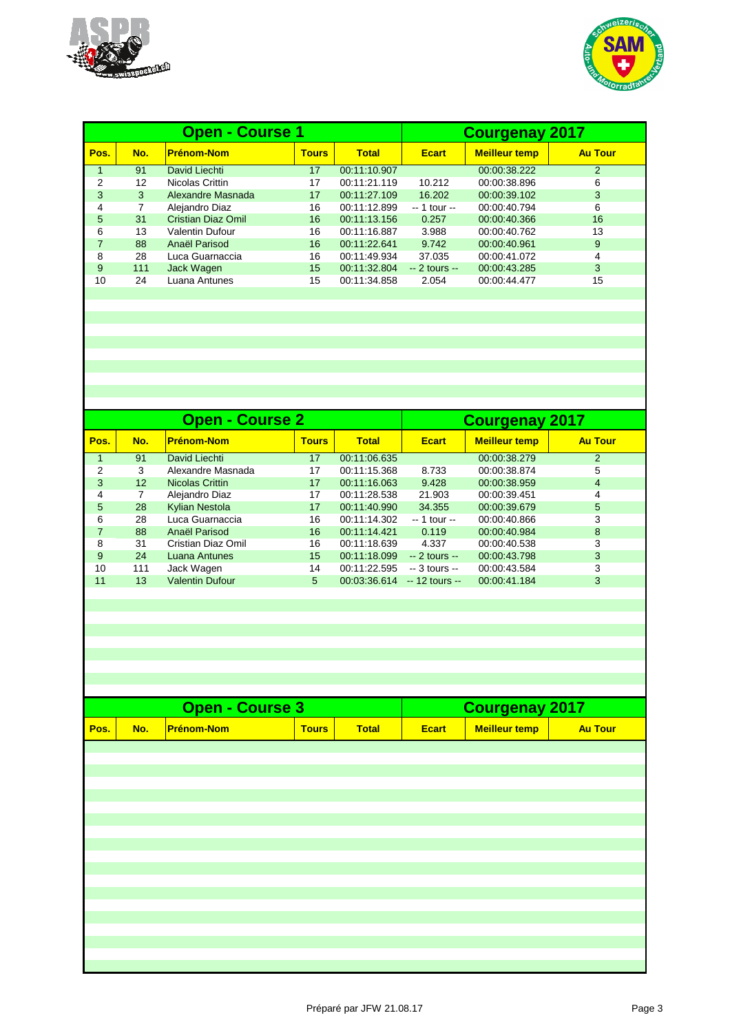## Open - Course 1 — Courgenay 2017

| Pos. | No. | Prénom-Nom | Tours | Total | Ecart | Meilleur temp | Au Tour |
|---|---|---|---|---|---|---|---|
| 1 | 91 | David Liechti | 17 | 00:11:10.907 | | 00:00:38.222 | 2 |
| 2 | 12 | Nicolas Crittin | 17 | 00:11:21.119 | 10.212 | 00:00:38.896 | 6 |
| 3 | 3 | Alexandre Masnada | 17 | 00:11:27.109 | 16.202 | 00:00:39.102 | 3 |
| 4 | 7 | Alejandro Diaz | 16 | 00:11:12.899 | -- 1 tour -- | 00:00:40.794 | 6 |
| 5 | 31 | Cristian Diaz Omil | 16 | 00:11:13.156 | 0.257 | 00:00:40.366 | 16 |
| 6 | 13 | Valentin Dufour | 16 | 00:11:16.887 | 3.988 | 00:00:40.762 | 13 |
| 7 | 88 | Anaël Parisod | 16 | 00:11:22.641 | 9.742 | 00:00:40.961 | 9 |
| 8 | 28 | Luca Guarnaccia | 16 | 00:11:49.934 | 37.035 | 00:00:41.072 | 4 |
| 9 | 111 | Jack Wagen | 15 | 00:11:32.804 | -- 2 tours -- | 00:00:43.285 | 3 |
| 10 | 24 | Luana Antunes | 15 | 00:11:34.858 | 2.054 | 00:00:44.477 | 15 |

## Open - Course 2 — Courgenay 2017

| Pos. | No. | Prénom-Nom | Tours | Total | Ecart | Meilleur temp | Au Tour |
|---|---|---|---|---|---|---|---|
| 1 | 91 | David Liechti | 17 | 00:11:06.635 | | 00:00:38.279 | 2 |
| 2 | 3 | Alexandre Masnada | 17 | 00:11:15.368 | 8.733 | 00:00:38.874 | 5 |
| 3 | 12 | Nicolas Crittin | 17 | 00:11:16.063 | 9.428 | 00:00:38.959 | 4 |
| 4 | 7 | Alejandro Diaz | 17 | 00:11:28.538 | 21.903 | 00:00:39.451 | 4 |
| 5 | 28 | Kylian Nestola | 17 | 00:11:40.990 | 34.355 | 00:00:39.679 | 5 |
| 6 | 28 | Luca Guarnaccia | 16 | 00:11:14.302 | -- 1 tour -- | 00:00:40.866 | 3 |
| 7 | 88 | Anaël Parisod | 16 | 00:11:14.421 | 0.119 | 00:00:40.984 | 8 |
| 8 | 31 | Cristian Diaz Omil | 16 | 00:11:18.639 | 4.337 | 00:00:40.538 | 3 |
| 9 | 24 | Luana Antunes | 15 | 00:11:18.099 | -- 2 tours -- | 00:00:43.798 | 3 |
| 10 | 111 | Jack Wagen | 14 | 00:11:22.595 | -- 3 tours -- | 00:00:43.584 | 3 |
| 11 | 13 | Valentin Dufour | 5 | 00:03:36.614 | -- 12 tours -- | 00:00:41.184 | 3 |

## Open - Course 3 — Courgenay 2017

| Pos. | No. | Prénom-Nom | Tours | Total | Ecart | Meilleur temp | Au Tour |
|---|---|---|---|---|---|---|---|

Préparé par JFW 21.08.17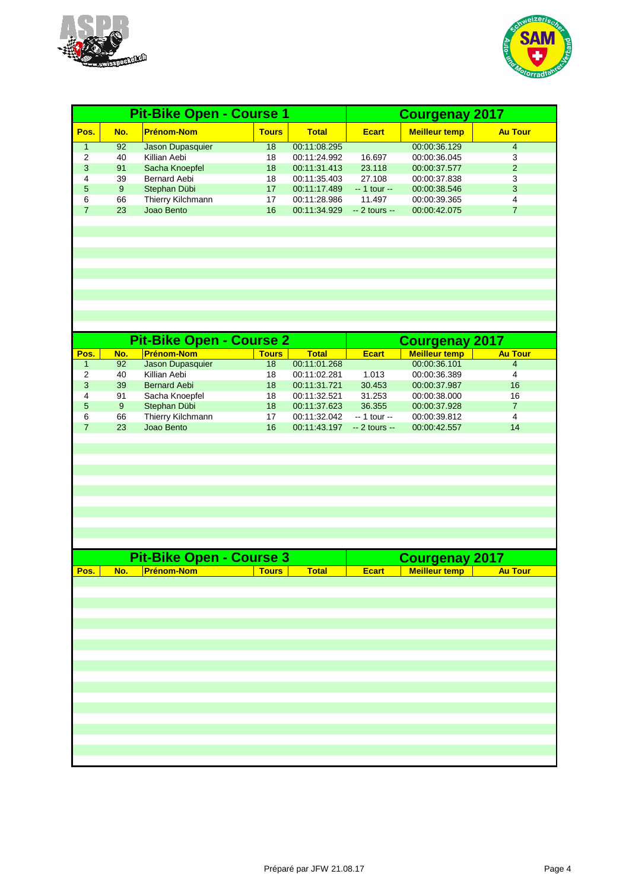## Pit-Bike Open - Course 1 — Courgenay 2017

| Pos. | No. | Prénom-Nom | Tours | Total | Ecart | Meilleur temp | Au Tour |
|---|---|---|---|---|---|---|---|
| 1 | 92 | Jason Dupasquier | 18 | 00:11:08.295 | | 00:00:36.129 | 4 |
| 2 | 40 | Killian Aebi | 18 | 00:11:24.992 | 16.697 | 00:00:36.045 | 3 |
| 3 | 91 | Sacha Knoepfel | 18 | 00:11:31.413 | 23.118 | 00:00:37.577 | 2 |
| 4 | 39 | Bernard Aebi | 18 | 00:11:35.403 | 27.108 | 00:00:37.838 | 3 |
| 5 | 9 | Stephan Dübi | 17 | 00:11:17.489 | -- 1 tour -- | 00:00:38.546 | 3 |
| 6 | 66 | Thierry Kilchmann | 17 | 00:11:28.986 | 11.497 | 00:00:39.365 | 4 |
| 7 | 23 | Joao Bento | 16 | 00:11:34.929 | -- 2 tours -- | 00:00:42.075 | 7 |

## Pit-Bike Open - Course 2 — Courgenay 2017

| Pos. | No. | Prénom-Nom | Tours | Total | Ecart | Meilleur temp | Au Tour |
|---|---|---|---|---|---|---|---|
| 1 | 92 | Jason Dupasquier | 18 | 00:11:01.268 | | 00:00:36.101 | 4 |
| 2 | 40 | Killian Aebi | 18 | 00:11:02.281 | 1.013 | 00:00:36.389 | 4 |
| 3 | 39 | Bernard Aebi | 18 | 00:11:31.721 | 30.453 | 00:00:37.987 | 16 |
| 4 | 91 | Sacha Knoepfel | 18 | 00:11:32.521 | 31.253 | 00:00:38.000 | 16 |
| 5 | 9 | Stephan Dübi | 18 | 00:11:37.623 | 36.355 | 00:00:37.928 | 7 |
| 6 | 66 | Thierry Kilchmann | 17 | 00:11:32.042 | -- 1 tour -- | 00:00:39.812 | 4 |
| 7 | 23 | Joao Bento | 16 | 00:11:43.197 | -- 2 tours -- | 00:00:42.557 | 14 |

## Pit-Bike Open - Course 3 — Courgenay 2017

| Pos. | No. | Prénom-Nom | Tours | Total | Ecart | Meilleur temp | Au Tour |
|---|---|---|---|---|---|---|---|

Préparé par JFW 21.08.17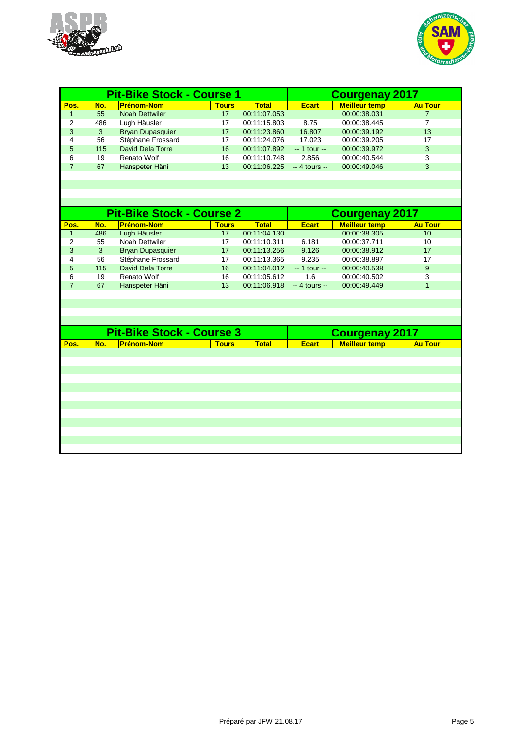## Pit-Bike Stock - Course 1 — Courgenay 2017

| Pos. | No. | Prénom-Nom | Tours | Total | Ecart | Meilleur temp | Au Tour |
|---|---|---|---|---|---|---|---|
| 1 | 55 | Noah Dettwiler | 17 | 00:11:07.053 | | 00:00:38.031 | 7 |
| 2 | 486 | Lugh Häusler | 17 | 00:11:15.803 | 8.75 | 00:00:38.445 | 7 |
| 3 | 3 | Bryan Dupasquier | 17 | 00:11:23.860 | 16.807 | 00:00:39.192 | 13 |
| 4 | 56 | Stéphane Frossard | 17 | 00:11:24.076 | 17.023 | 00:00:39.205 | 17 |
| 5 | 115 | David Dela Torre | 16 | 00:11:07.892 | -- 1 tour -- | 00:00:39.972 | 3 |
| 6 | 19 | Renato Wolf | 16 | 00:11:10.748 | 2.856 | 00:00:40.544 | 3 |
| 7 | 67 | Hanspeter Häni | 13 | 00:11:06.225 | -- 4 tours -- | 00:00:49.046 | 3 |

## Pit-Bike Stock - Course 2 — Courgenay 2017

| Pos. | No. | Prénom-Nom | Tours | Total | Ecart | Meilleur temp | Au Tour |
|---|---|---|---|---|---|---|---|
| 1 | 486 | Lugh Häusler | 17 | 00:11:04.130 | | 00:00:38.305 | 10 |
| 2 | 55 | Noah Dettwiler | 17 | 00:11:10.311 | 6.181 | 00:00:37.711 | 10 |
| 3 | 3 | Bryan Dupasquier | 17 | 00:11:13.256 | 9.126 | 00:00:38.912 | 17 |
| 4 | 56 | Stéphane Frossard | 17 | 00:11:13.365 | 9.235 | 00:00:38.897 | 17 |
| 5 | 115 | David Dela Torre | 16 | 00:11:04.012 | -- 1 tour -- | 00:00:40.538 | 9 |
| 6 | 19 | Renato Wolf | 16 | 00:11:05.612 | 1.6 | 00:00:40.502 | 3 |
| 7 | 67 | Hanspeter Häni | 13 | 00:11:06.918 | -- 4 tours -- | 00:00:49.449 | 1 |

## Pit-Bike Stock - Course 3 — Courgenay 2017

| Pos. | No. | Prénom-Nom | Tours | Total | Ecart | Meilleur temp | Au Tour |
|---|---|---|---|---|---|---|---|

Préparé par JFW 21.08.17